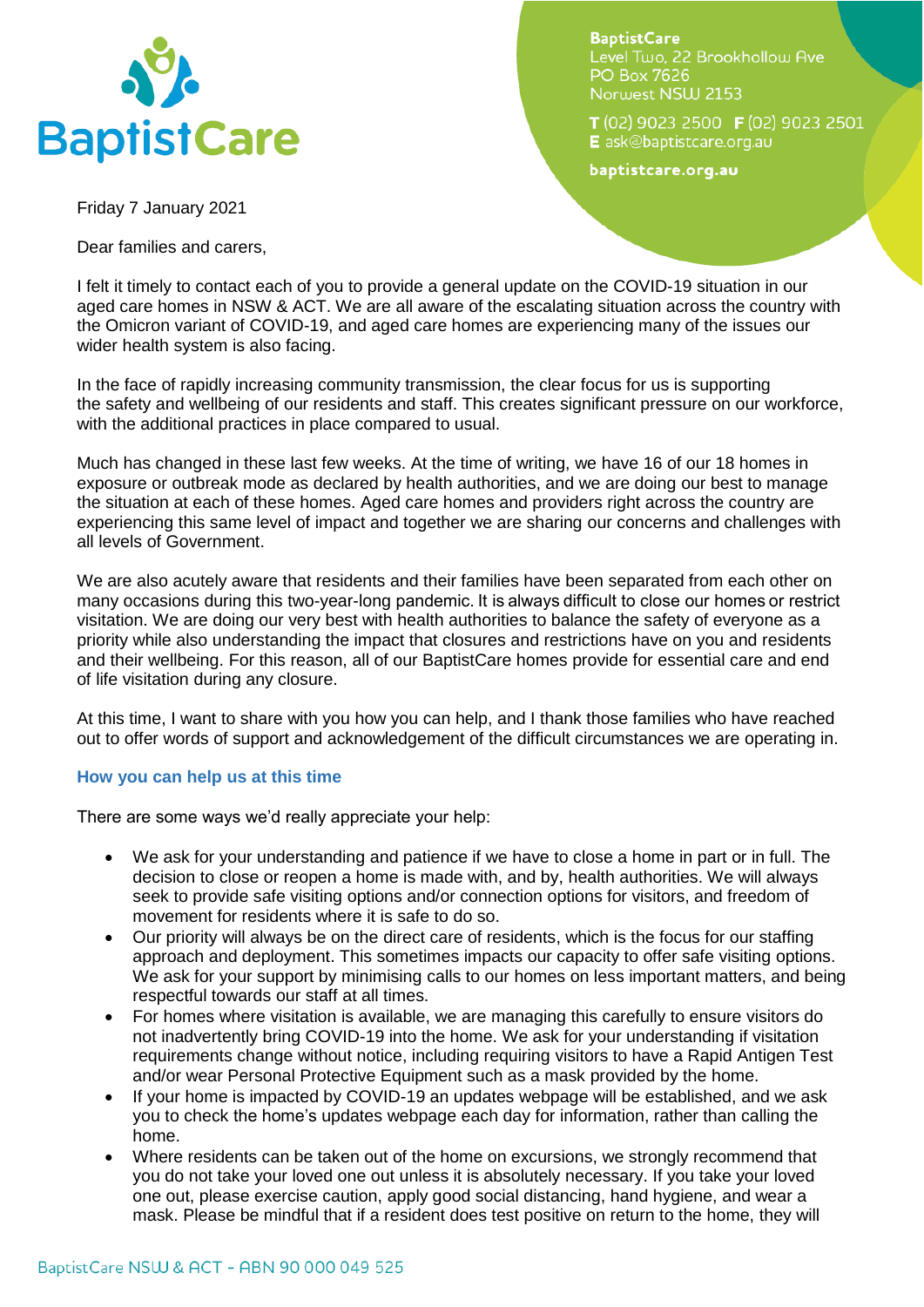BaptistCare

**BaptistCare**
Level Two, 22 Brookhollow Ave
PO Box 7626
Norwest NSW 2153

**T** (02) 9023 2500 **F** (02) 9023 2501
**E** ask@baptistcare.org.au

**baptistcare.org.au**

Friday 7 January 2021

Dear families and carers,

I felt it timely to contact each of you to provide a general update on the COVID-19 situation in our aged care homes in NSW & ACT. We are all aware of the escalating situation across the country with the Omicron variant of COVID-19, and aged care homes are experiencing many of the issues our wider health system is also facing.

In the face of rapidly increasing community transmission, the clear focus for us is supporting the safety and wellbeing of our residents and staff. This creates significant pressure on our workforce, with the additional practices in place compared to usual.

Much has changed in these last few weeks. At the time of writing, we have 16 of our 18 homes in exposure or outbreak mode as declared by health authorities, and we are doing our best to manage the situation at each of these homes. Aged care homes and providers right across the country are experiencing this same level of impact and together we are sharing our concerns and challenges with all levels of Government.

We are also acutely aware that residents and their families have been separated from each other on many occasions during this two-year-long pandemic. It is always difficult to close our homes or restrict visitation. We are doing our very best with health authorities to balance the safety of everyone as a priority while also understanding the impact that closures and restrictions have on you and residents and their wellbeing. For this reason, all of our BaptistCare homes provide for essential care and end of life visitation during any closure.

At this time, I want to share with you how you can help, and I thank those families who have reached out to offer words of support and acknowledgement of the difficult circumstances we are operating in.

### How you can help us at this time

There are some ways we'd really appreciate your help:

- We ask for your understanding and patience if we have to close a home in part or in full. The decision to close or reopen a home is made with, and by, health authorities. We will always seek to provide safe visiting options and/or connection options for visitors, and freedom of movement for residents where it is safe to do so.
- Our priority will always be on the direct care of residents, which is the focus for our staffing approach and deployment. This sometimes impacts our capacity to offer safe visiting options. We ask for your support by minimising calls to our homes on less important matters, and being respectful towards our staff at all times.
- For homes where visitation is available, we are managing this carefully to ensure visitors do not inadvertently bring COVID-19 into the home. We ask for your understanding if visitation requirements change without notice, including requiring visitors to have a Rapid Antigen Test and/or wear Personal Protective Equipment such as a mask provided by the home.
- If your home is impacted by COVID-19 an updates webpage will be established, and we ask you to check the home's updates webpage each day for information, rather than calling the home.
- Where residents can be taken out of the home on excursions, we strongly recommend that you do not take your loved one out unless it is absolutely necessary. If you take your loved one out, please exercise caution, apply good social distancing, hand hygiene, and wear a mask. Please be mindful that if a resident does test positive on return to the home, they will

BaptistCare NSW & ACT - ABN 90 000 049 525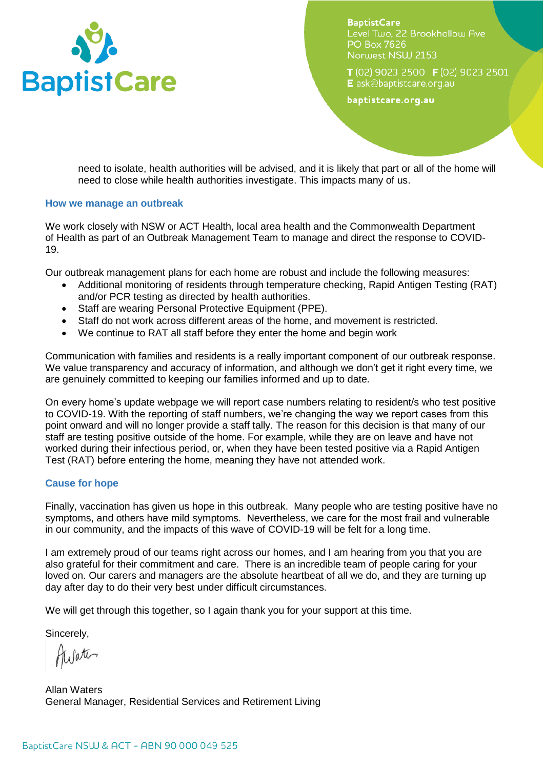need to isolate, health authorities will be advised, and it is likely that part or all of the home will need to close while health authorities investigate. This impacts many of us.

### How we manage an outbreak

We work closely with NSW or ACT Health, local area health and the Commonwealth Department of Health as part of an Outbreak Management Team to manage and direct the response to COVID-19.

Our outbreak management plans for each home are robust and include the following measures:

- Additional monitoring of residents through temperature checking, Rapid Antigen Testing (RAT) and/or PCR testing as directed by health authorities.
- Staff are wearing Personal Protective Equipment (PPE).
- Staff do not work across different areas of the home, and movement is restricted.
- We continue to RAT all staff before they enter the home and begin work

Communication with families and residents is a really important component of our outbreak response. We value transparency and accuracy of information, and although we don't get it right every time, we are genuinely committed to keeping our families informed and up to date.

On every home's update webpage we will report case numbers relating to resident/s who test positive to COVID-19. With the reporting of staff numbers, we're changing the way we report cases from this point onward and will no longer provide a staff tally. The reason for this decision is that many of our staff are testing positive outside of the home. For example, while they are on leave and have not worked during their infectious period, or, when they have been tested positive via a Rapid Antigen Test (RAT) before entering the home, meaning they have not attended work.

### Cause for hope

Finally, vaccination has given us hope in this outbreak. Many people who are testing positive have no symptoms, and others have mild symptoms. Nevertheless, we care for the most frail and vulnerable in our community, and the impacts of this wave of COVID-19 will be felt for a long time.

I am extremely proud of our teams right across our homes, and I am hearing from you that you are also grateful for their commitment and care. There is an incredible team of people caring for your loved on. Our carers and managers are the absolute heartbeat of all we do, and they are turning up day after day to do their very best under difficult circumstances.

We will get through this together, so I again thank you for your support at this time.

Sincerely,

Allan Waters
General Manager, Residential Services and Retirement Living